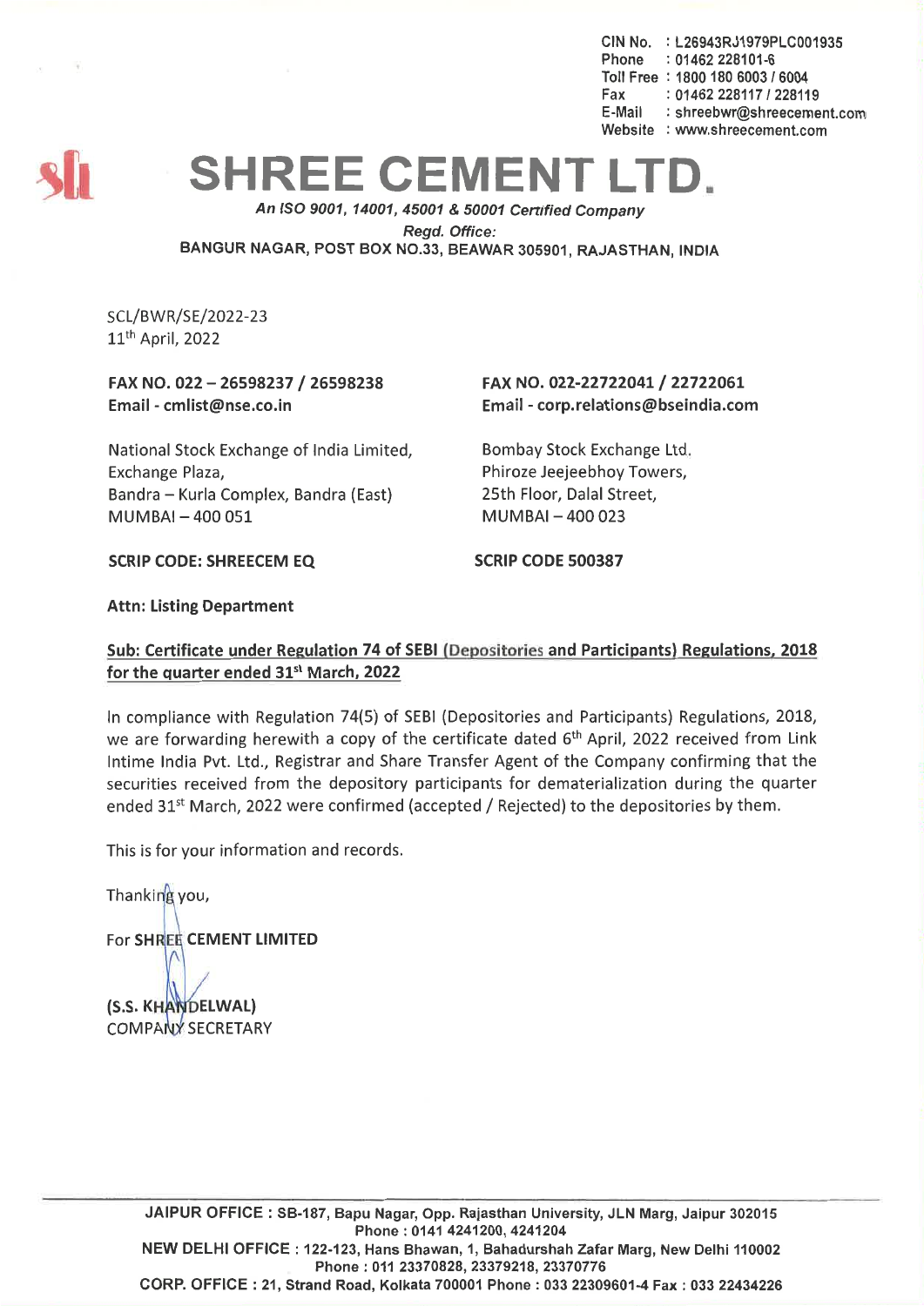CIN No. : L26943RJ1979PLC001935
Phone : 01462 228101-6
Toll Free : 1800 180 6003 / 6004
Fax : 01462 228117 / 228119
E-Mail : shreebwr@shreecement.com
Website : www.shreecement.com

# SHREE CEMENT LTD.

*An ISO 9001, 14001, 45001 & 50001 Certified Company*

*Regd. Office:*

BANGUR NAGAR, POST BOX NO.33, BEAWAR 305901, RAJASTHAN, INDIA

SCL/BWR/SE/2022-23
11th April, 2022

**FAX NO. 022 – 26598237 / 26598238**
**Email - cmlist@nse.co.in**

National Stock Exchange of India Limited,
Exchange Plaza,
Bandra – Kurla Complex, Bandra (East)
MUMBAI – 400 051

**SCRIP CODE: SHREECEM EQ**

**FAX NO. 022-22722041 / 22722061**
**Email - corp.relations@bseindia.com**

Bombay Stock Exchange Ltd.
Phiroze Jeejeebhoy Towers,
25th Floor, Dalal Street,
MUMBAI – 400 023

**SCRIP CODE 500387**

**Attn: Listing Department**

**Sub: Certificate under Regulation 74 of SEBI (Depositories and Participants) Regulations, 2018 for the quarter ended 31st March, 2022**

In compliance with Regulation 74(5) of SEBI (Depositories and Participants) Regulations, 2018, we are forwarding herewith a copy of the certificate dated 6th April, 2022 received from Link Intime India Pvt. Ltd., Registrar and Share Transfer Agent of the Company confirming that the securities received from the depository participants for dematerialization during the quarter ended 31st March, 2022 were confirmed (accepted / Rejected) to the depositories by them.

This is for your information and records.

Thanking you,

For **SHREE CEMENT LIMITED**

**(S.S. KHANDELWAL)**
COMPANY SECRETARY

JAIPUR OFFICE : SB-187, Bapu Nagar, Opp. Rajasthan University, JLN Marg, Jaipur 302015 Phone : 0141 4241200, 4241204
NEW DELHI OFFICE : 122-123, Hans Bhawan, 1, Bahadurshah Zafar Marg, New Delhi 110002 Phone : 011 23370828, 23379218, 23370776
CORP. OFFICE : 21, Strand Road, Kolkata 700001 Phone : 033 22309601-4 Fax : 033 22434226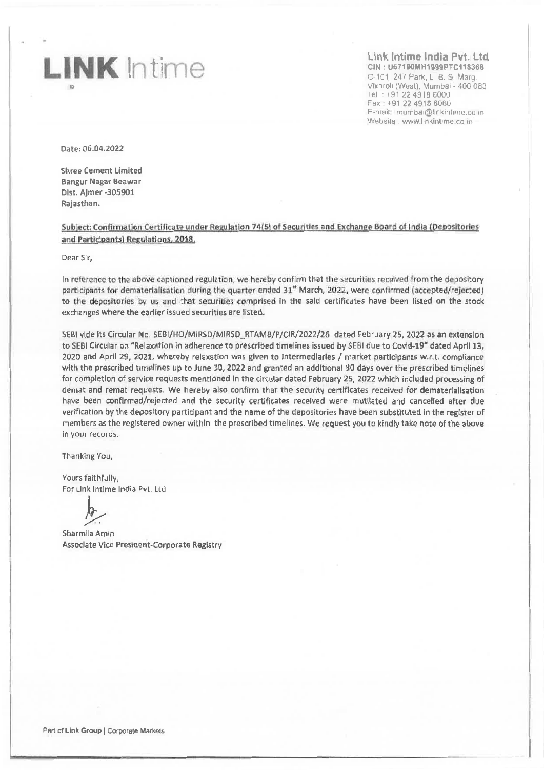# LINK Intime

**Link Intime India Pvt. Ltd**
CIN : U67190MH1999PTC118368
C-101, 247 Park, L. B. S. Marg,
Vikhroli (West), Mumbai - 400 083
Tel : +91 22 4918 6000
Fax : +91 22 4918 6060
E-mail : mumbai@linkintime.co.in
Website : www.linkintime.co.in

Date: 06.04.2022

Shree Cement Limited
Bangur Nagar Beawar
Dist. Ajmer -305901
Rajasthan.

**Subject: Confirmation Certificate under Regulation 74(5) of Securities and Exchange Board of India (Depositories and Participants) Regulations, 2018.**

Dear Sir,

In reference to the above captioned regulation, we hereby confirm that the securities received from the depository participants for dematerialisation during the quarter ended 31st March, 2022, were confirmed (accepted/rejected) to the depositories by us and that securities comprised in the said certificates have been listed on the stock exchanges where the earlier issued securities are listed.

SEBI vide its Circular No. SEBI/HO/MIRSD/MIRSD_RTAMB/P/CIR/2022/26 dated February 25, 2022 as an extension to SEBI Circular on "Relaxation in adherence to prescribed timelines issued by SEBI due to Covid-19" dated April 13, 2020 and April 29, 2021, whereby relaxation was given to intermediaries / market participants w.r.t. compliance with the prescribed timelines up to June 30, 2022 and granted an additional 30 days over the prescribed timelines for completion of service requests mentioned in the circular dated February 25, 2022 which included processing of demat and remat requests. We hereby also confirm that the security certificates received for dematerialisation have been confirmed/rejected and the security certificates received were mutilated and cancelled after due verification by the depository participant and the name of the depositories have been substituted in the register of members as the registered owner within the prescribed timelines. We request you to kindly take note of the above in your records.

Thanking You,

Yours faithfully,
For Link Intime India Pvt. Ltd

Sharmila Amin
Associate Vice President-Corporate Registry

Part of Link Group | Corporate Markets